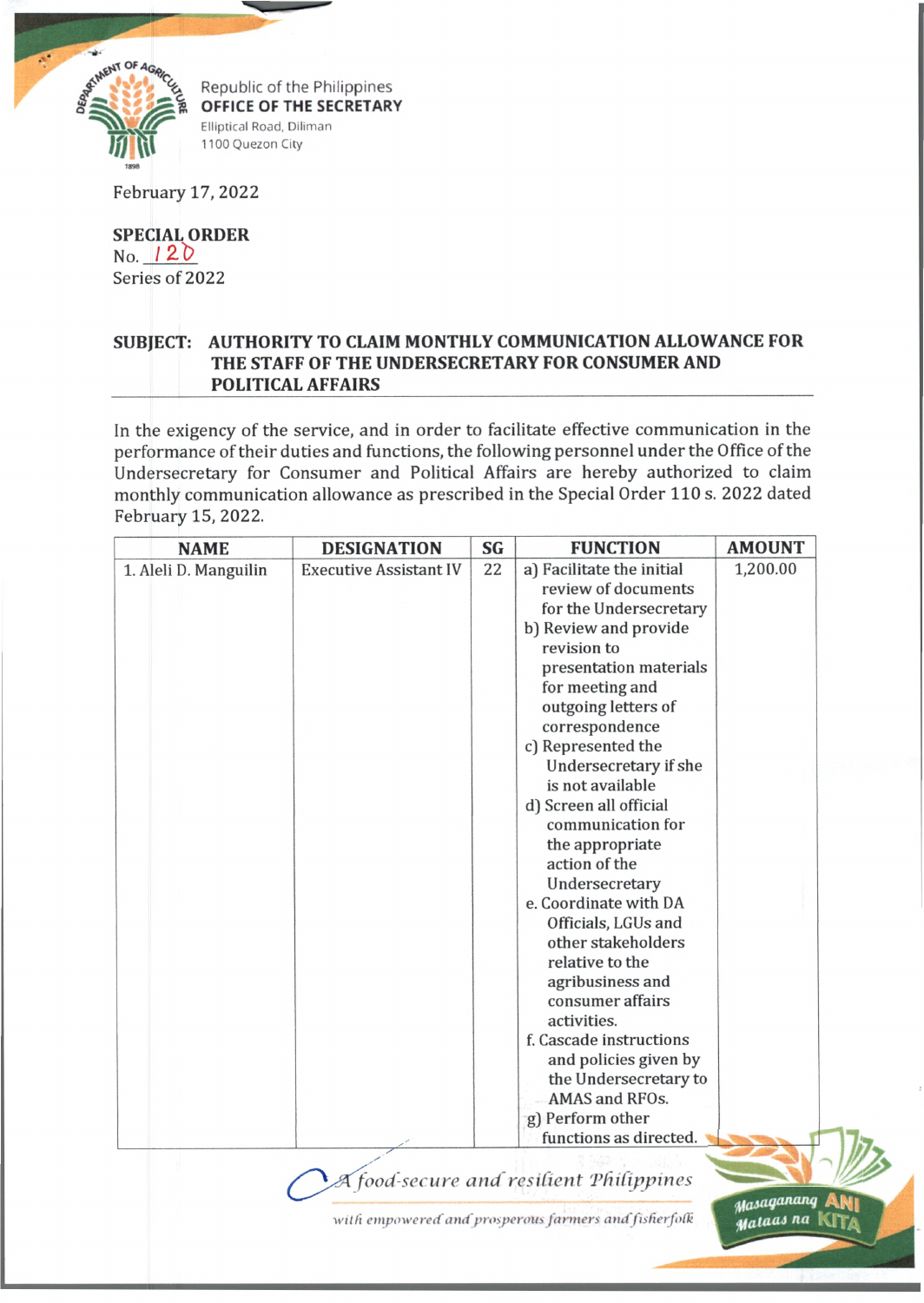Republic of the Philippines
**OFFICE OF THE SECRETARY**
Elliptical Road, Diliman
1100 Quezon City

February 17, 2022

**SPECIAL ORDER**
No. 120
Series of 2022

**SUBJECT: AUTHORITY TO CLAIM MONTHLY COMMUNICATION ALLOWANCE FOR THE STAFF OF THE UNDERSECRETARY FOR CONSUMER AND POLITICAL AFFAIRS**

In the exigency of the service, and in order to facilitate effective communication in the performance of their duties and functions, the following personnel under the Office of the Undersecretary for Consumer and Political Affairs are hereby authorized to claim monthly communication allowance as prescribed in the Special Order 110 s. 2022 dated February 15, 2022.

| NAME | DESIGNATION | SG | FUNCTION | AMOUNT |
|---|---|---|---|---|
| 1. Aleli D. Manguilin | Executive Assistant IV | 22 | a) Facilitate the initial review of documents for the Undersecretary<br>b) Review and provide revision to presentation materials for meeting and outgoing letters of correspondence<br>c) Represented the Undersecretary if she is not available<br>d) Screen all official communication for the appropriate action of the Undersecretary<br>e. Coordinate with DA Officials, LGUs and other stakeholders relative to the agribusiness and consumer affairs activities.<br>f. Cascade instructions and policies given by the Undersecretary to AMAS and RFOs.<br>g) Perform other functions as directed. | 1,200.00 |

*A food-secure and resilient Philippines with empowered and prosperous farmers and fisherfolk*

Masaganang ANI Mataas na KITA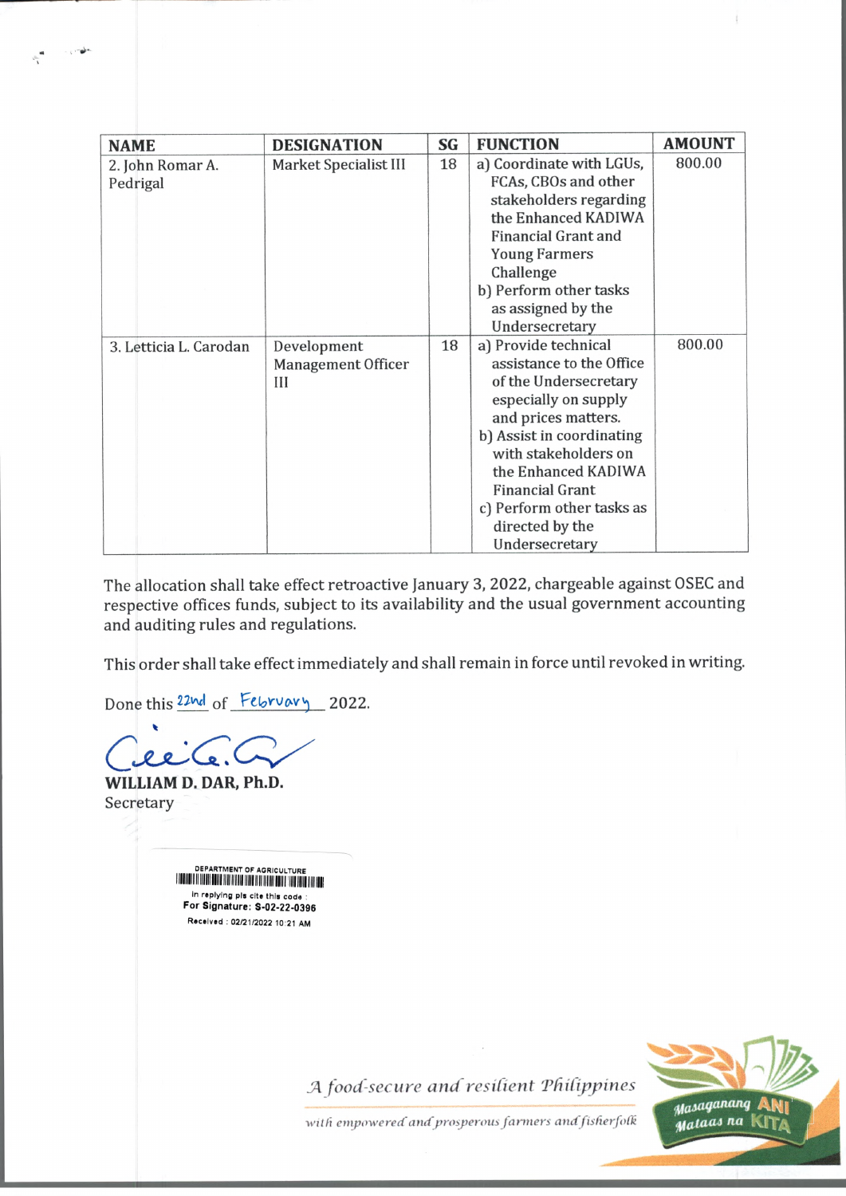| NAME | DESIGNATION | SG | FUNCTION | AMOUNT |
| --- | --- | --- | --- | --- |
| 2. John Romar A. Pedrigal | Market Specialist III | 18 | a) Coordinate with LGUs, FCAs, CBOs and other stakeholders regarding the Enhanced KADIWA Financial Grant and Young Farmers Challenge<br>b) Perform other tasks as assigned by the Undersecretary | 800.00 |
| 3. Letticia L. Carodan | Development Management Officer III | 18 | a) Provide technical assistance to the Office of the Undersecretary especially on supply and prices matters.<br>b) Assist in coordinating with stakeholders on the Enhanced KADIWA Financial Grant<br>c) Perform other tasks as directed by the Undersecretary | 800.00 |

The allocation shall take effect retroactive January 3, 2022, chargeable against OSEC and respective offices funds, subject to its availability and the usual government accounting and auditing rules and regulations.

This order shall take effect immediately and shall remain in force until revoked in writing.

Done this 22nd of February 2022.

**WILLIAM D. DAR, Ph.D.**
Secretary

DEPARTMENT OF AGRICULTURE
In replying pls cite this code :
For Signature: S-02-22-0396
Received : 02/21/2022 10:21 AM

*A food-secure and resilient Philippines*
*with empowered and prosperous farmers and fisherfolk*

Masaganang ANI Mataas na KITA